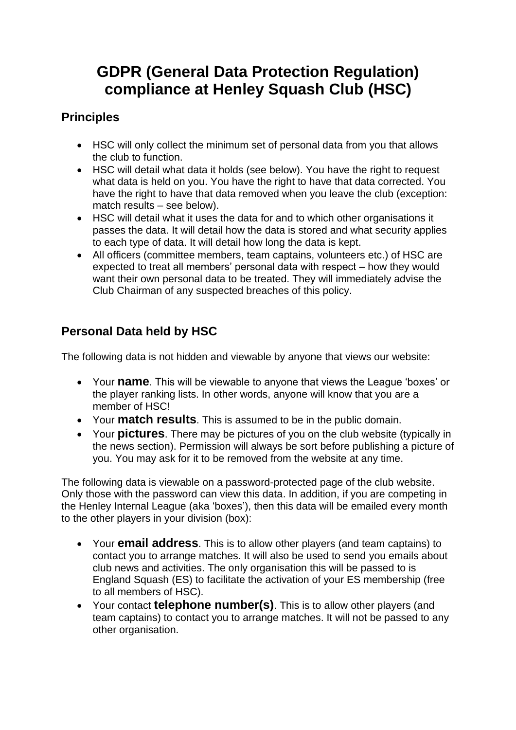# GDPR (General Data Protection Regulation) compliance at Henley Squash Club (HSC)

## Principles

- HSC will only collect the minimum set of personal data from you that allows the club to function.
- HSC will detail what data it holds (see below). You have the right to request what data is held on you. You have the right to have that data corrected. You have the right to have that data removed when you leave the club (exception: match results – see below).
- HSC will detail what it uses the data for and to which other organisations it passes the data. It will detail how the data is stored and what security applies to each type of data. It will detail how long the data is kept.
- All officers (committee members, team captains, volunteers etc.) of HSC are expected to treat all members' personal data with respect – how they would want their own personal data to be treated. They will immediately advise the Club Chairman of any suspected breaches of this policy.

## Personal Data held by HSC

The following data is not hidden and viewable by anyone that views our website:

- Your **name**. This will be viewable to anyone that views the League 'boxes' or the player ranking lists. In other words, anyone will know that you are a member of HSC!
- Your **match results**. This is assumed to be in the public domain.
- Your **pictures**. There may be pictures of you on the club website (typically in the news section). Permission will always be sort before publishing a picture of you. You may ask for it to be removed from the website at any time.

The following data is viewable on a password-protected page of the club website. Only those with the password can view this data. In addition, if you are competing in the Henley Internal League (aka 'boxes'), then this data will be emailed every month to the other players in your division (box):

- Your **email address**. This is to allow other players (and team captains) to contact you to arrange matches. It will also be used to send you emails about club news and activities. The only organisation this will be passed to is England Squash (ES) to facilitate the activation of your ES membership (free to all members of HSC).
- Your contact **telephone number(s)**. This is to allow other players (and team captains) to contact you to arrange matches. It will not be passed to any other organisation.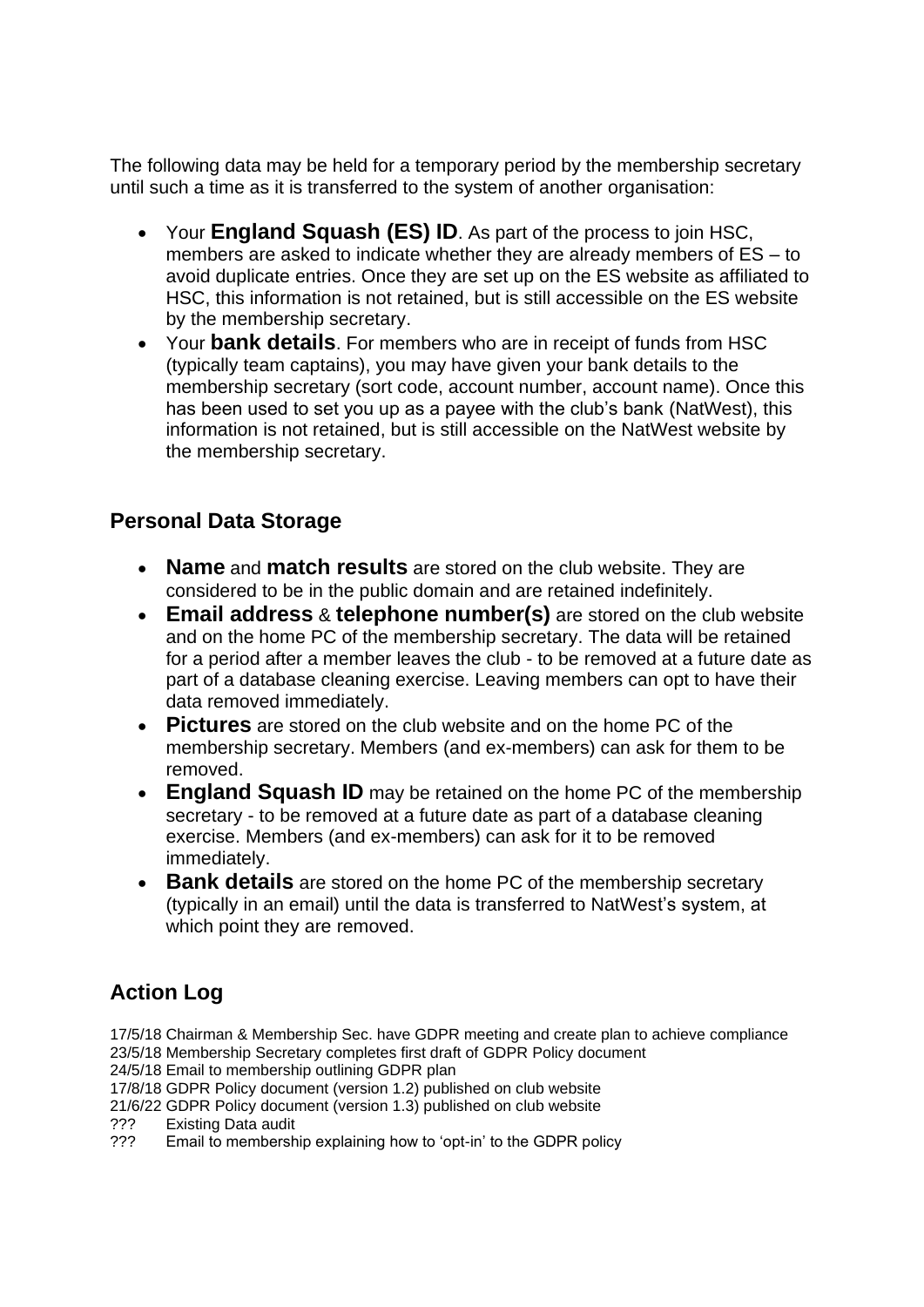The following data may be held for a temporary period by the membership secretary until such a time as it is transferred to the system of another organisation:

- Your **England Squash (ES) ID**. As part of the process to join HSC, members are asked to indicate whether they are already members of ES – to avoid duplicate entries. Once they are set up on the ES website as affiliated to HSC, this information is not retained, but is still accessible on the ES website by the membership secretary.
- Your **bank details**. For members who are in receipt of funds from HSC (typically team captains), you may have given your bank details to the membership secretary (sort code, account number, account name). Once this has been used to set you up as a payee with the club's bank (NatWest), this information is not retained, but is still accessible on the NatWest website by the membership secretary.

## Personal Data Storage

- **Name** and **match results** are stored on the club website. They are considered to be in the public domain and are retained indefinitely.
- **Email address** & **telephone number(s)** are stored on the club website and on the home PC of the membership secretary. The data will be retained for a period after a member leaves the club - to be removed at a future date as part of a database cleaning exercise. Leaving members can opt to have their data removed immediately.
- **Pictures** are stored on the club website and on the home PC of the membership secretary. Members (and ex-members) can ask for them to be removed.
- **England Squash ID** may be retained on the home PC of the membership secretary - to be removed at a future date as part of a database cleaning exercise. Members (and ex-members) can ask for it to be removed immediately.
- **Bank details** are stored on the home PC of the membership secretary (typically in an email) until the data is transferred to NatWest's system, at which point they are removed.

## Action Log

17/5/18 Chairman & Membership Sec. have GDPR meeting and create plan to achieve compliance
23/5/18 Membership Secretary completes first draft of GDPR Policy document
24/5/18 Email to membership outlining GDPR plan
17/8/18 GDPR Policy document (version 1.2) published on club website
21/6/22 GDPR Policy document (version 1.3) published on club website
??? Existing Data audit
??? Email to membership explaining how to 'opt-in' to the GDPR policy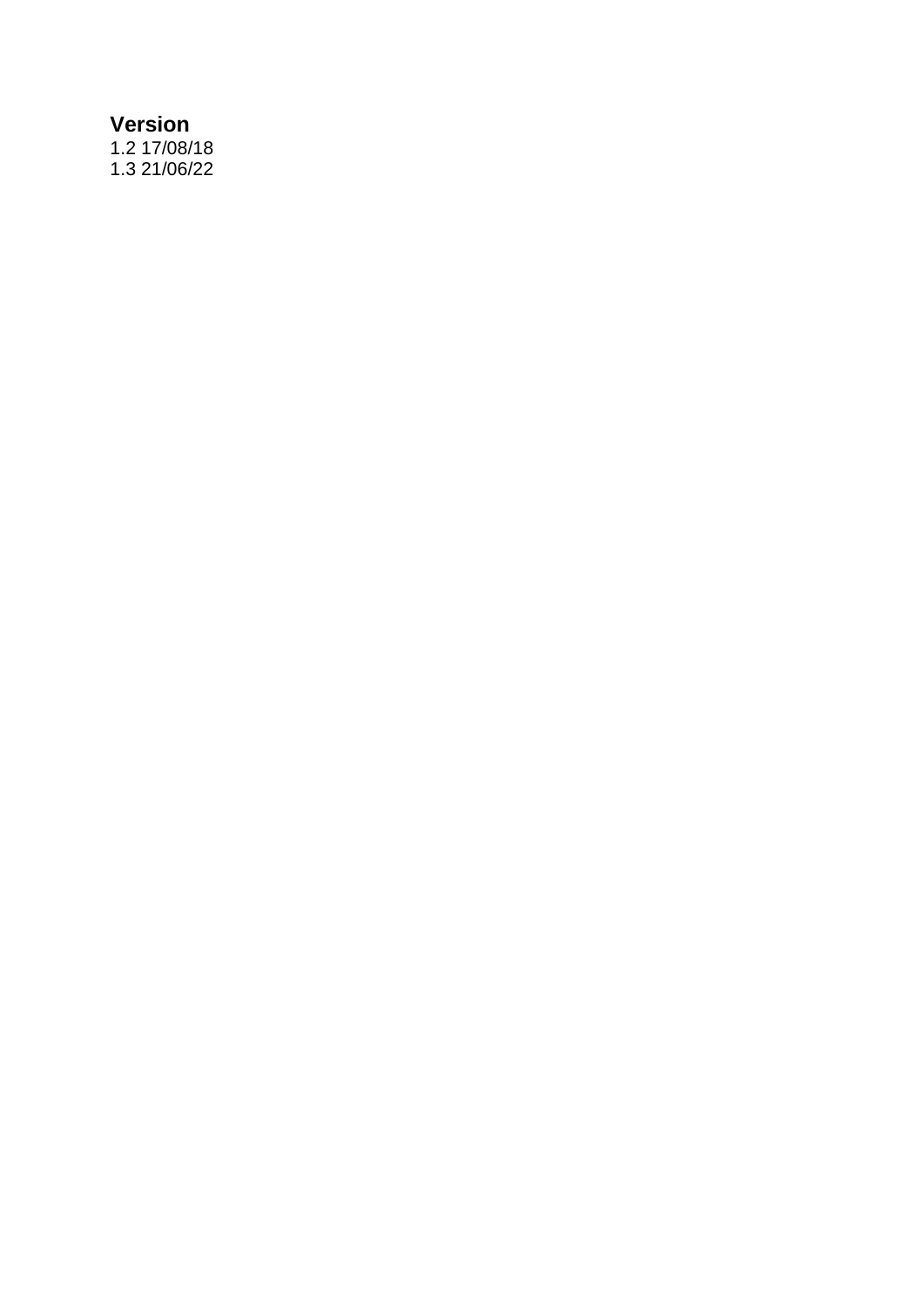**Version**

1.2 17/08/18
1.3 21/06/22